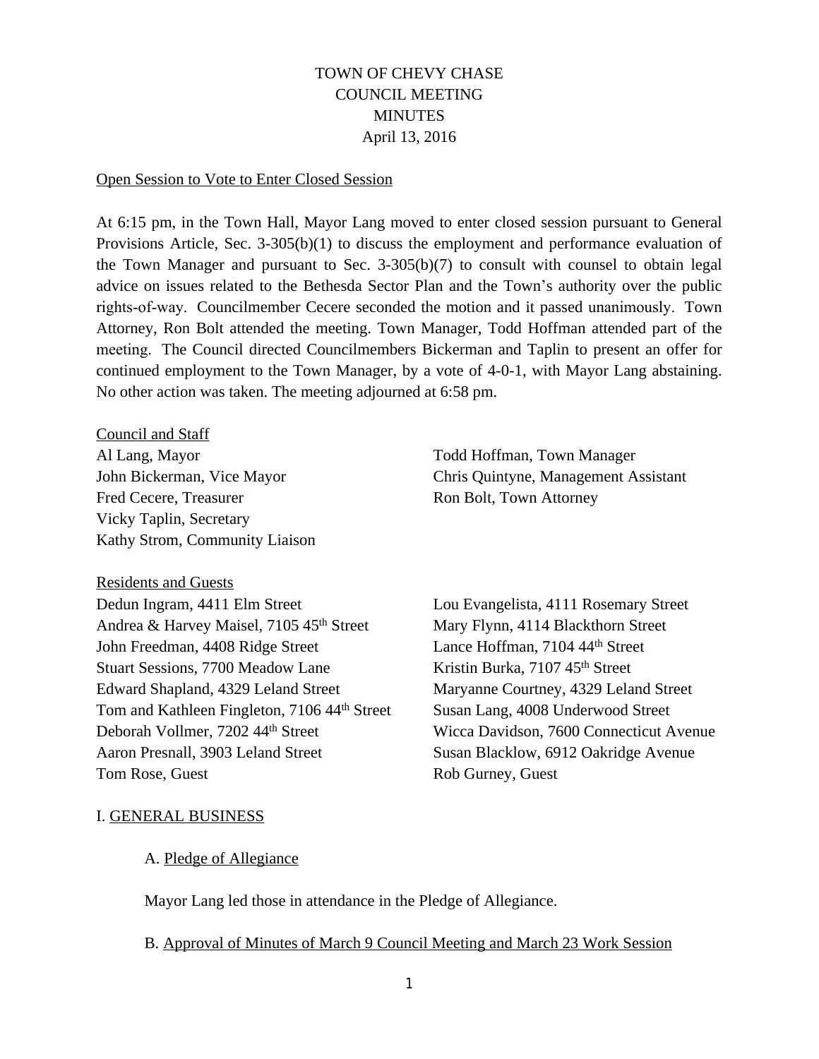# TOWN OF CHEVY CHASE
# COUNCIL MEETING
# MINUTES
# April 13, 2016

Open Session to Vote to Enter Closed Session

At 6:15 pm, in the Town Hall, Mayor Lang moved to enter closed session pursuant to General Provisions Article, Sec. 3-305(b)(1) to discuss the employment and performance evaluation of the Town Manager and pursuant to Sec. 3-305(b)(7) to consult with counsel to obtain legal advice on issues related to the Bethesda Sector Plan and the Town's authority over the public rights-of-way. Councilmember Cecere seconded the motion and it passed unanimously. Town Attorney, Ron Bolt attended the meeting. Town Manager, Todd Hoffman attended part of the meeting. The Council directed Councilmembers Bickerman and Taplin to present an offer for continued employment to the Town Manager, by a vote of 4-0-1, with Mayor Lang abstaining. No other action was taken. The meeting adjourned at 6:58 pm.

Council and Staff

Al Lang, Mayor
John Bickerman, Vice Mayor
Fred Cecere, Treasurer
Vicky Taplin, Secretary
Kathy Strom, Community Liaison

Todd Hoffman, Town Manager
Chris Quintyne, Management Assistant
Ron Bolt, Town Attorney

Residents and Guests

Dedun Ingram, 4411 Elm Street
Andrea & Harvey Maisel, 7105 45th Street
John Freedman, 4408 Ridge Street
Stuart Sessions, 7700 Meadow Lane
Edward Shapland, 4329 Leland Street
Tom and Kathleen Fingleton, 7106 44th Street
Deborah Vollmer, 7202 44th Street
Aaron Presnall, 3903 Leland Street
Tom Rose, Guest

Lou Evangelista, 4111 Rosemary Street
Mary Flynn, 4114 Blackthorn Street
Lance Hoffman, 7104 44th Street
Kristin Burka, 7107 45th Street
Maryanne Courtney, 4329 Leland Street
Susan Lang, 4008 Underwood Street
Wicca Davidson, 7600 Connecticut Avenue
Susan Blacklow, 6912 Oakridge Avenue
Rob Gurney, Guest

## I. GENERAL BUSINESS

### A. Pledge of Allegiance

Mayor Lang led those in attendance in the Pledge of Allegiance.

### B. Approval of Minutes of March 9 Council Meeting and March 23 Work Session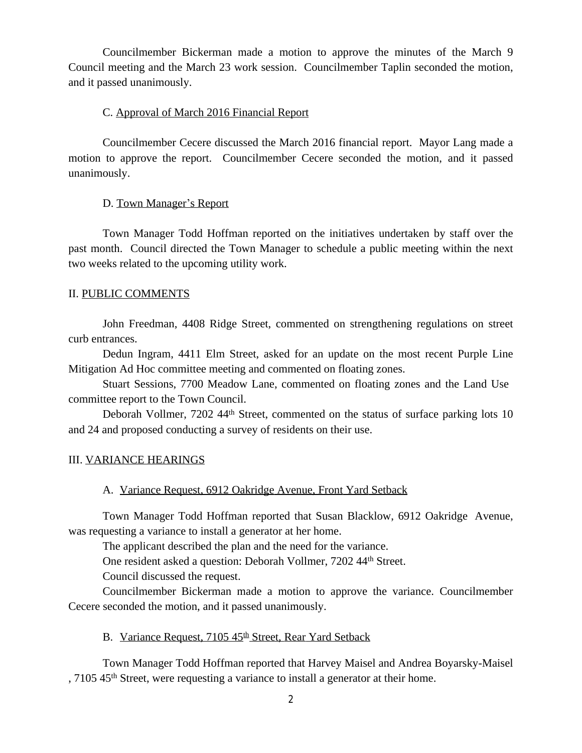Councilmember Bickerman made a motion to approve the minutes of the March 9 Council meeting and the March 23 work session. Councilmember Taplin seconded the motion, and it passed unanimously.

C. Approval of March 2016 Financial Report

Councilmember Cecere discussed the March 2016 financial report. Mayor Lang made a motion to approve the report. Councilmember Cecere seconded the motion, and it passed unanimously.

D. Town Manager's Report

Town Manager Todd Hoffman reported on the initiatives undertaken by staff over the past month. Council directed the Town Manager to schedule a public meeting within the next two weeks related to the upcoming utility work.

## II. PUBLIC COMMENTS

John Freedman, 4408 Ridge Street, commented on strengthening regulations on street curb entrances.

Dedun Ingram, 4411 Elm Street, asked for an update on the most recent Purple Line Mitigation Ad Hoc committee meeting and commented on floating zones.

Stuart Sessions, 7700 Meadow Lane, commented on floating zones and the Land Use committee report to the Town Council.

Deborah Vollmer, 7202 44th Street, commented on the status of surface parking lots 10 and 24 and proposed conducting a survey of residents on their use.

## III. VARIANCE HEARINGS

A. Variance Request, 6912 Oakridge Avenue, Front Yard Setback

Town Manager Todd Hoffman reported that Susan Blacklow, 6912 Oakridge Avenue, was requesting a variance to install a generator at her home.

The applicant described the plan and the need for the variance.

One resident asked a question: Deborah Vollmer, 7202 44th Street.

Council discussed the request.

Councilmember Bickerman made a motion to approve the variance. Councilmember Cecere seconded the motion, and it passed unanimously.

B. Variance Request, 7105 45th Street, Rear Yard Setback

Town Manager Todd Hoffman reported that Harvey Maisel and Andrea Boyarsky-Maisel , 7105 45th Street, were requesting a variance to install a generator at their home.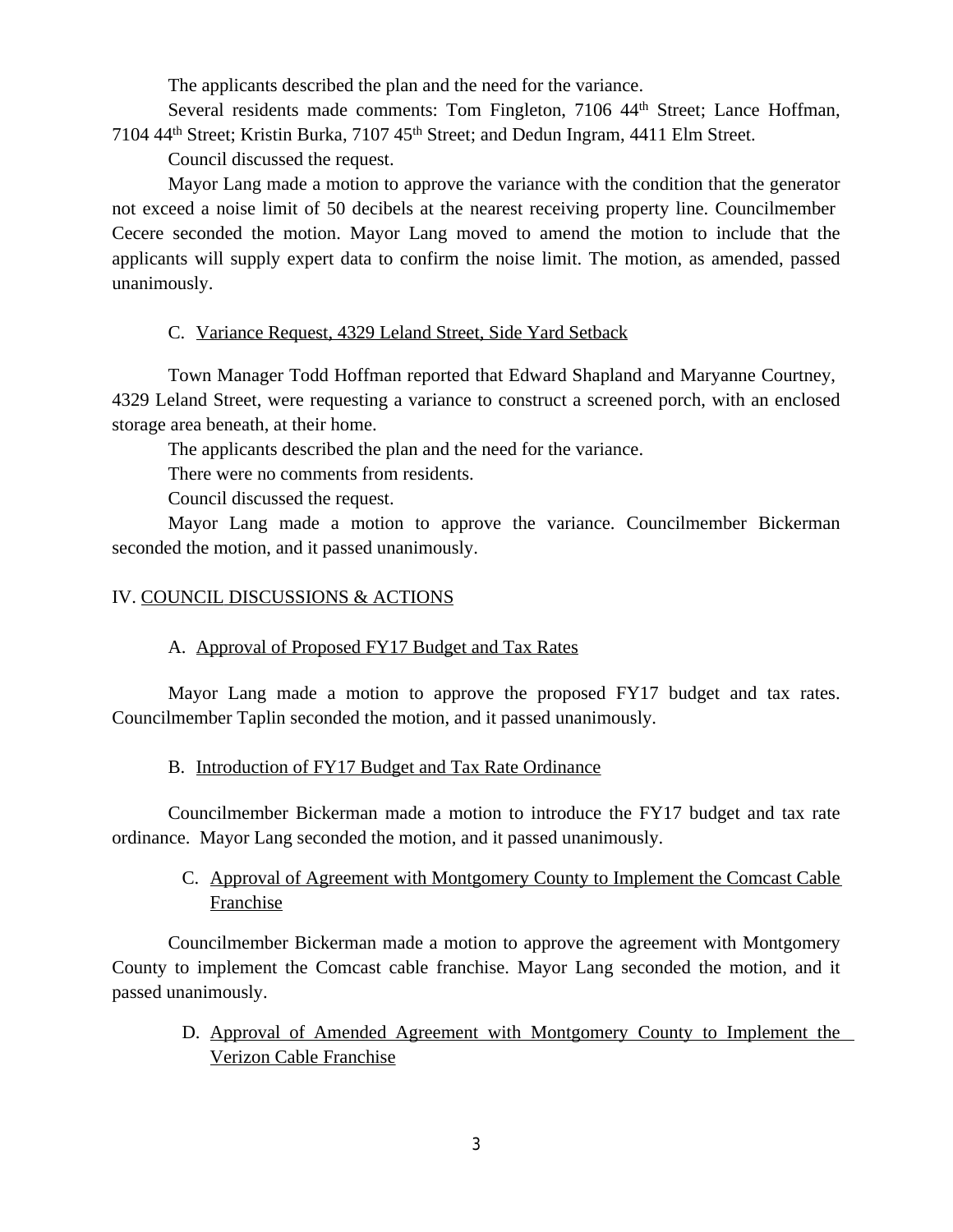The applicants described the plan and the need for the variance.

Several residents made comments: Tom Fingleton, 7106 44th Street; Lance Hoffman, 7104 44th Street; Kristin Burka, 7107 45th Street; and Dedun Ingram, 4411 Elm Street.

Council discussed the request.

Mayor Lang made a motion to approve the variance with the condition that the generator not exceed a noise limit of 50 decibels at the nearest receiving property line. Councilmember Cecere seconded the motion. Mayor Lang moved to amend the motion to include that the applicants will supply expert data to confirm the noise limit. The motion, as amended, passed unanimously.

C. Variance Request, 4329 Leland Street, Side Yard Setback

Town Manager Todd Hoffman reported that Edward Shapland and Maryanne Courtney, 4329 Leland Street, were requesting a variance to construct a screened porch, with an enclosed storage area beneath, at their home.

The applicants described the plan and the need for the variance.

There were no comments from residents.

Council discussed the request.

Mayor Lang made a motion to approve the variance. Councilmember Bickerman seconded the motion, and it passed unanimously.

## IV. COUNCIL DISCUSSIONS & ACTIONS

A. Approval of Proposed FY17 Budget and Tax Rates

Mayor Lang made a motion to approve the proposed FY17 budget and tax rates. Councilmember Taplin seconded the motion, and it passed unanimously.

B. Introduction of FY17 Budget and Tax Rate Ordinance

Councilmember Bickerman made a motion to introduce the FY17 budget and tax rate ordinance. Mayor Lang seconded the motion, and it passed unanimously.

C. Approval of Agreement with Montgomery County to Implement the Comcast Cable Franchise

Councilmember Bickerman made a motion to approve the agreement with Montgomery County to implement the Comcast cable franchise. Mayor Lang seconded the motion, and it passed unanimously.

D. Approval of Amended Agreement with Montgomery County to Implement the Verizon Cable Franchise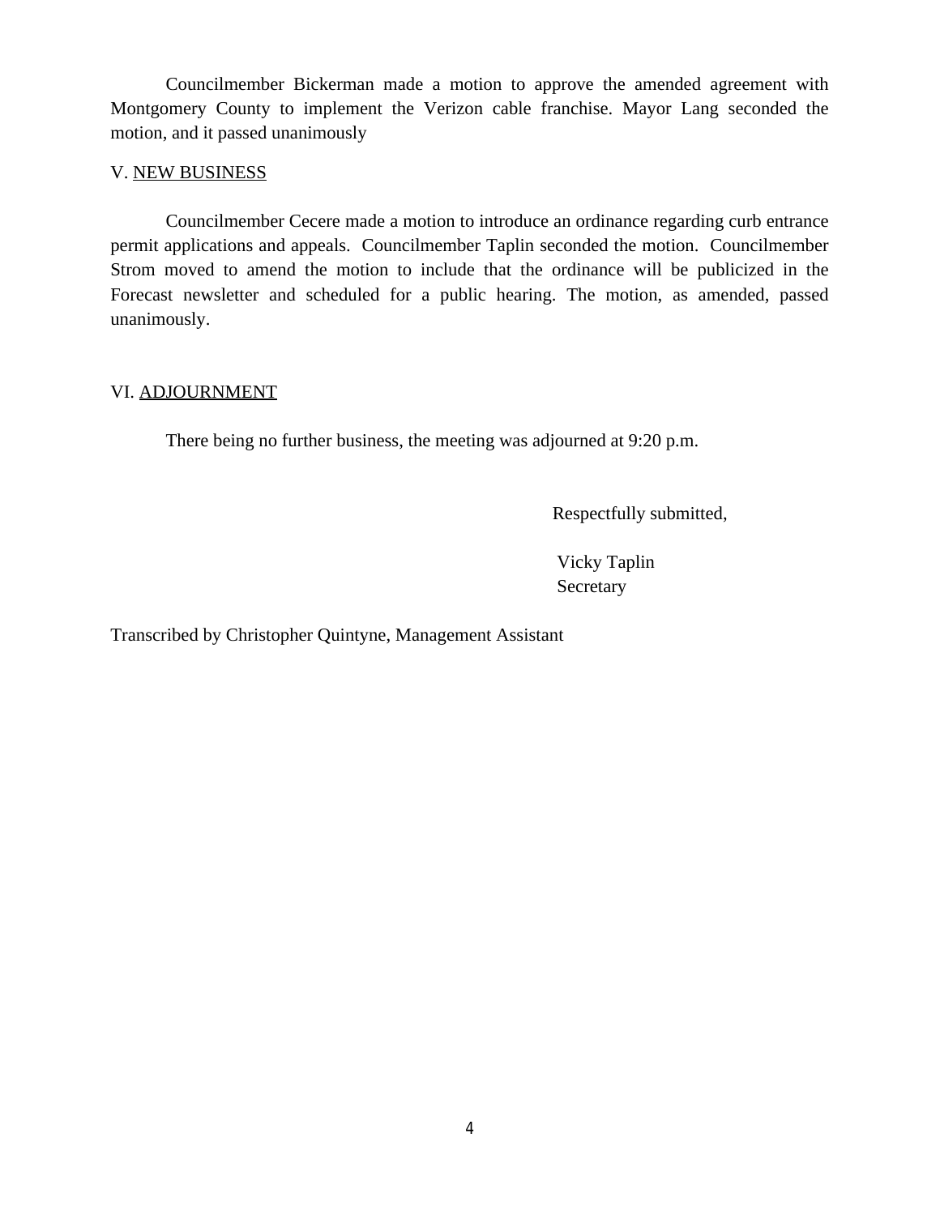Councilmember Bickerman made a motion to approve the amended agreement with Montgomery County to implement the Verizon cable franchise. Mayor Lang seconded the motion, and it passed unanimously

V. NEW BUSINESS

Councilmember Cecere made a motion to introduce an ordinance regarding curb entrance permit applications and appeals. Councilmember Taplin seconded the motion. Councilmember Strom moved to amend the motion to include that the ordinance will be publicized in the Forecast newsletter and scheduled for a public hearing. The motion, as amended, passed unanimously.

VI. ADJOURNMENT

There being no further business, the meeting was adjourned at 9:20 p.m.

Respectfully submitted,

Vicky Taplin
Secretary

Transcribed by Christopher Quintyne, Management Assistant